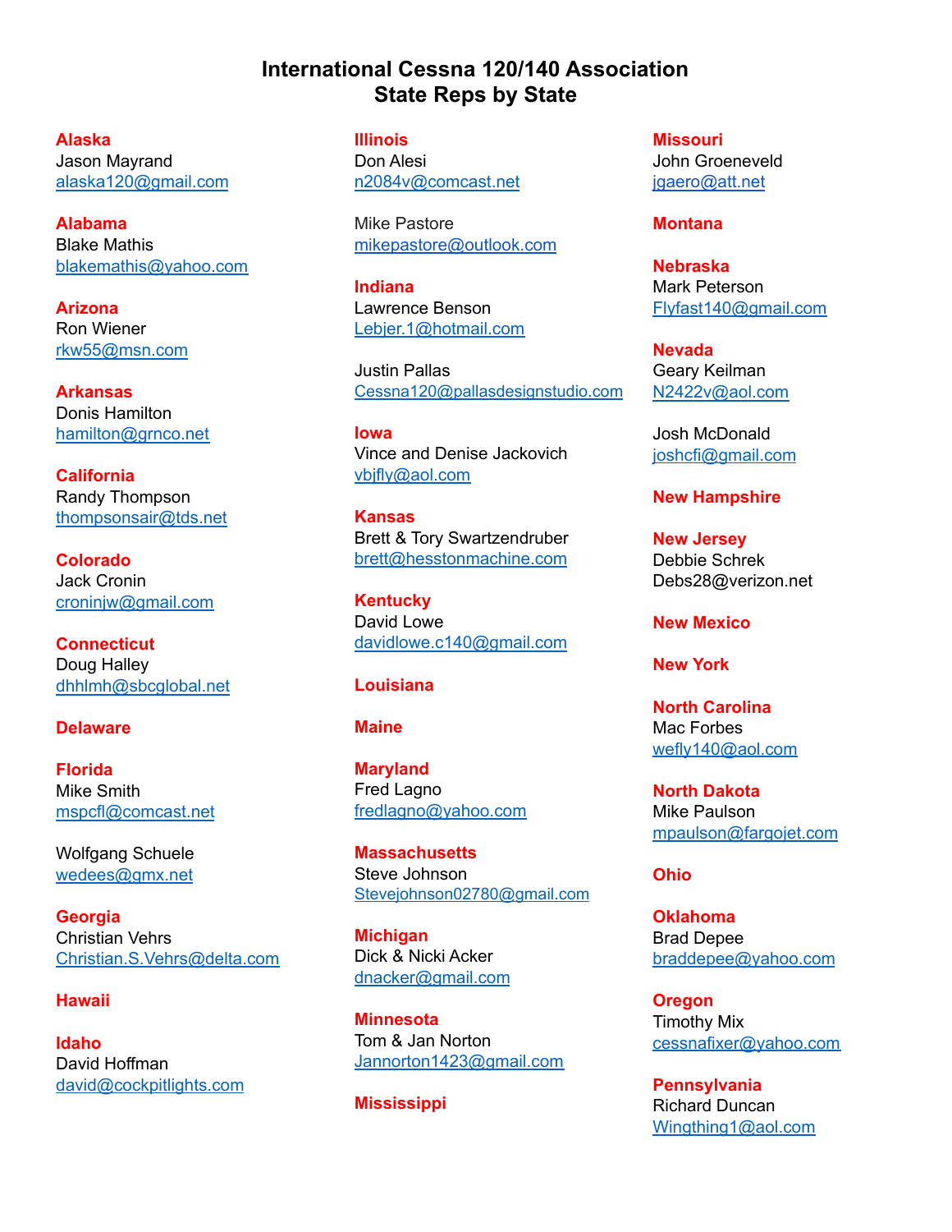# International Cessna 120/140 Association
## State Reps by State

**Alaska**
Jason Mayrand
alaska120@gmail.com

**Alabama**
Blake Mathis
blakemathis@yahoo.com

**Arizona**
Ron Wiener
rkw55@msn.com

**Arkansas**
Donis Hamilton
hamilton@grnco.net

**California**
Randy Thompson
thompsonsair@tds.net

**Colorado**
Jack Cronin
croninjw@gmail.com

**Connecticut**
Doug Halley
dhhlmh@sbcglobal.net

**Delaware**

**Florida**
Mike Smith
mspcfl@comcast.net

Wolfgang Schuele
wedees@gmx.net

**Georgia**
Christian Vehrs
Christian.S.Vehrs@delta.com

**Hawaii**

**Idaho**
David Hoffman
david@cockpitlights.com

**Illinois**
Don Alesi
n2084v@comcast.net

Mike Pastore
mikepastore@outlook.com

**Indiana**
Lawrence Benson
Lebjer.1@hotmail.com

Justin Pallas
Cessna120@pallasdesignstudio.com

**Iowa**
Vince and Denise Jackovich
vbjfly@aol.com

**Kansas**
Brett & Tory Swartzendruber
brett@hesstonmachine.com

**Kentucky**
David Lowe
davidlowe.c140@gmail.com

**Louisiana**

**Maine**

**Maryland**
Fred Lagno
fredlagno@yahoo.com

**Massachusetts**
Steve Johnson
Stevejohnson02780@gmail.com

**Michigan**
Dick & Nicki Acker
dnacker@gmail.com

**Minnesota**
Tom & Jan Norton
Jannorton1423@gmail.com

**Mississippi**

**Missouri**
John Groeneveld
jgaero@att.net

**Montana**

**Nebraska**
Mark Peterson
Flyfast140@gmail.com

**Nevada**
Geary Keilman
N2422v@aol.com

Josh McDonald
joshcfi@gmail.com

**New Hampshire**

**New Jersey**
Debbie Schrek
Debs28@verizon.net

**New Mexico**

**New York**

**North Carolina**
Mac Forbes
wefly140@aol.com

**North Dakota**
Mike Paulson
mpaulson@fargojet.com

**Ohio**

**Oklahoma**
Brad Depee
braddepee@yahoo.com

**Oregon**
Timothy Mix
cessnafixer@yahoo.com

**Pennsylvania**
Richard Duncan
Wingthing1@aol.com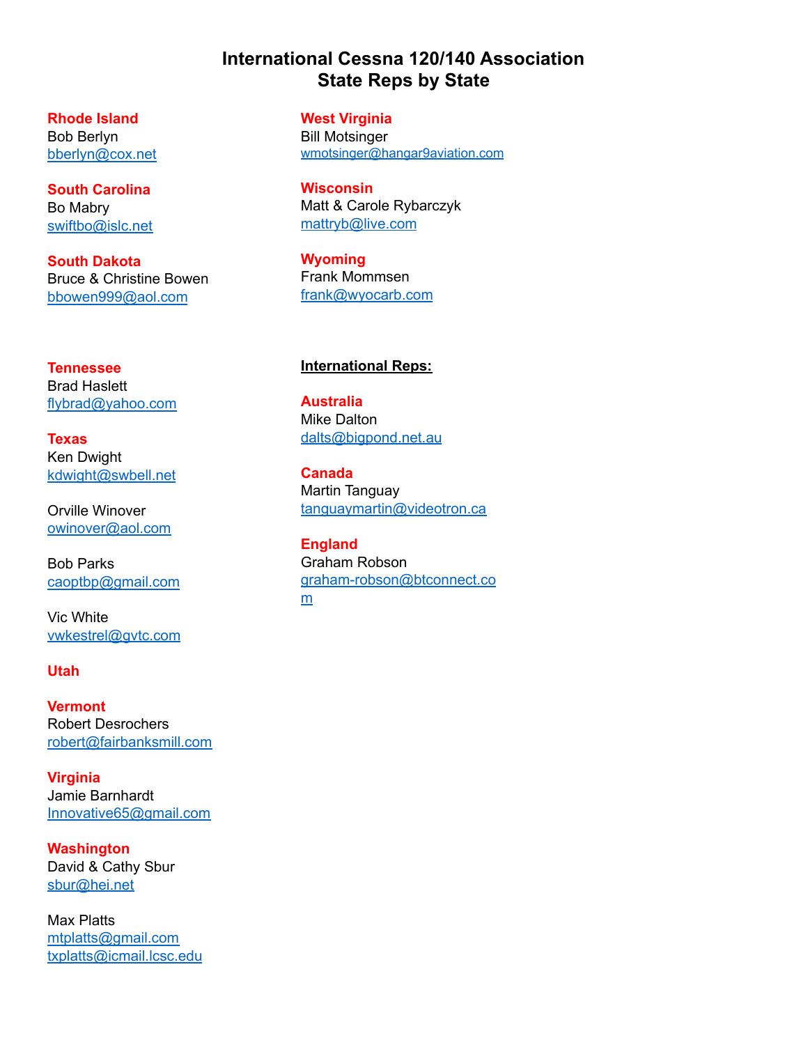# International Cessna 120/140 Association
## State Reps by State

**Rhode Island**
Bob Berlyn
bberlyn@cox.net

**South Carolina**
Bo Mabry
swiftbo@islc.net

**South Dakota**
Bruce & Christine Bowen
bbowen999@aol.com

**Tennessee**
Brad Haslett
flybrad@yahoo.com

**Texas**
Ken Dwight
kdwight@swbell.net

Orville Winover
owinover@aol.com

Bob Parks
caoptbp@gmail.com

Vic White
vwkestrel@gvtc.com

**Utah**

**Vermont**
Robert Desrochers
robert@fairbanksmill.com

**Virginia**
Jamie Barnhardt
Innovative65@gmail.com

**Washington**
David & Cathy Sbur
sbur@hei.net

Max Platts
mtplatts@gmail.com
txplatts@icmail.lcsc.edu

**West Virginia**
Bill Motsinger
wmotsinger@hangar9aviation.com

**Wisconsin**
Matt & Carole Rybarczyk
mattryb@live.com

**Wyoming**
Frank Mommsen
frank@wyocarb.com

**International Reps:**

**Australia**
Mike Dalton
dalts@bigpond.net.au

**Canada**
Martin Tanguay
tanguaymartin@videotron.ca

**England**
Graham Robson
graham-robson@btconnect.com